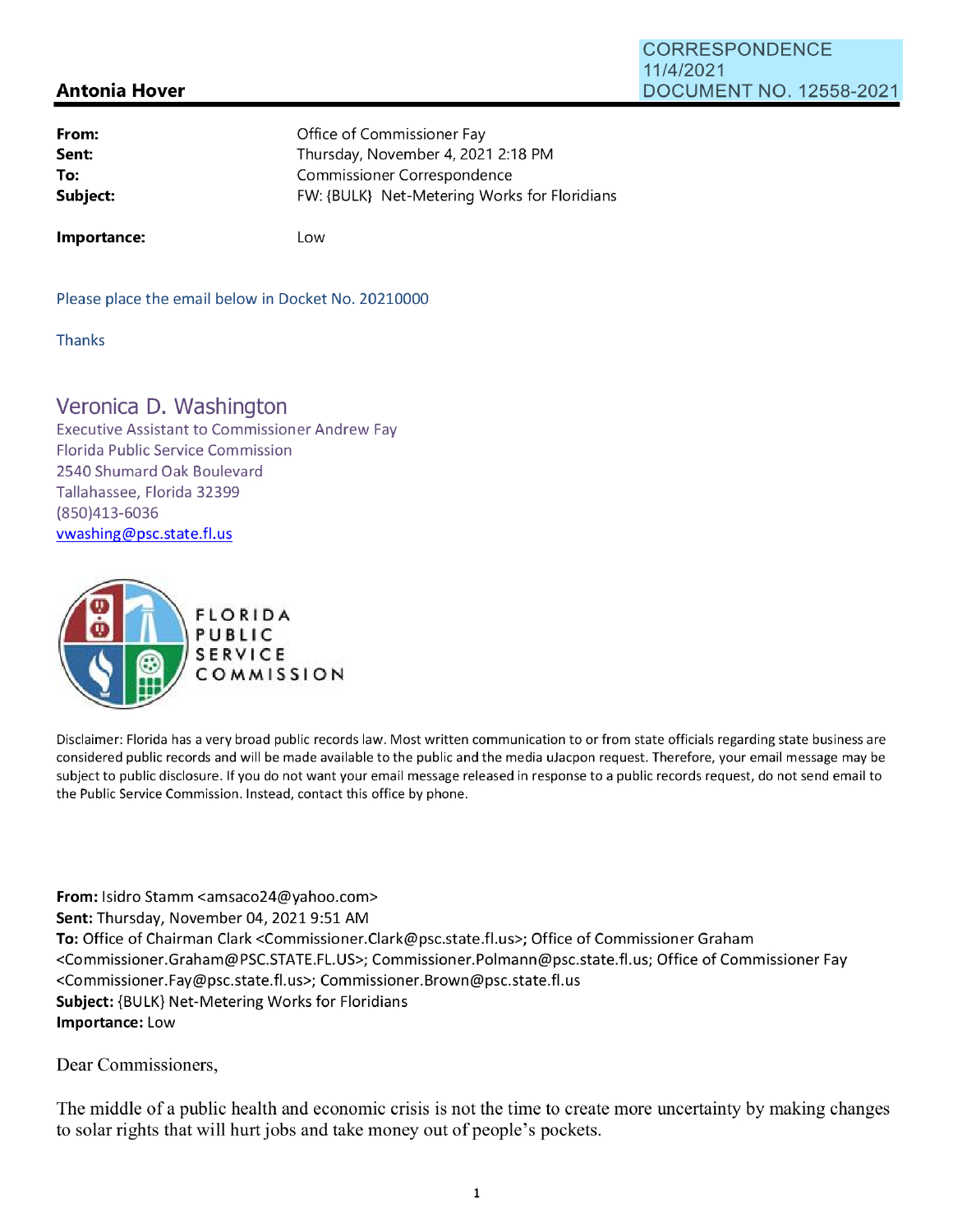CORRESPONDENCE
11/4/2021
DOCUMENT NO. 12558-2021

## Antonia Hover

| | |
|---|---|
| **From:** | Office of Commissioner Fay |
| **Sent:** | Thursday, November 4, 2021 2:18 PM |
| **To:** | Commissioner Correspondence |
| **Subject:** | FW: {BULK} Net-Metering Works for Floridians |
| **Importance:** | Low |

Please place the email below in Docket No. 20210000

Thanks

Veronica D. Washington
Executive Assistant to Commissioner Andrew Fay
Florida Public Service Commission
2540 Shumard Oak Boulevard
Tallahassee, Florida 32399
(850)413-6036
vwashing@psc.state.fl.us

FLORIDA PUBLIC SERVICE COMMISSION

Disclaimer: Florida has a very broad public records law. Most written communication to or from state officials regarding state business are considered public records and will be made available to the public and the media uJacpon request. Therefore, your email message may be subject to public disclosure. If you do not want your email message released in response to a public records request, do not send email to the Public Service Commission. Instead, contact this office by phone.

**From:** Isidro Stamm <amsaco24@yahoo.com>
**Sent:** Thursday, November 04, 2021 9:51 AM
**To:** Office of Chairman Clark <Commissioner.Clark@psc.state.fl.us>; Office of Commissioner Graham <Commissioner.Graham@PSC.STATE.FL.US>; Commissioner.Polmann@psc.state.fl.us; Office of Commissioner Fay <Commissioner.Fay@psc.state.fl.us>; Commissioner.Brown@psc.state.fl.us
**Subject:** {BULK} Net-Metering Works for Floridians
**Importance:** Low

Dear Commissioners,

The middle of a public health and economic crisis is not the time to create more uncertainty by making changes to solar rights that will hurt jobs and take money out of people's pockets.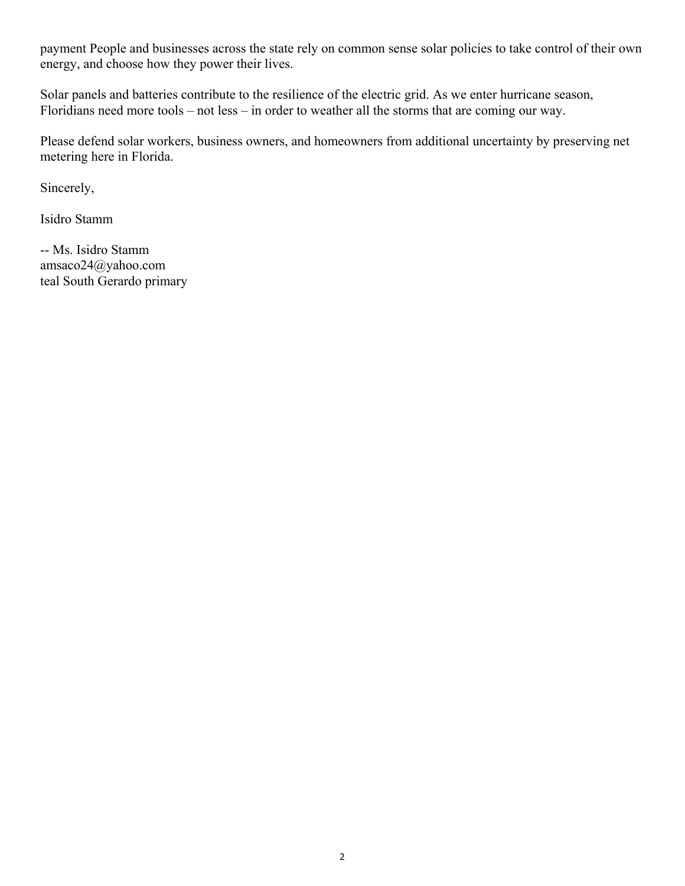payment People and businesses across the state rely on common sense solar policies to take control of their own energy, and choose how they power their lives.

Solar panels and batteries contribute to the resilience of the electric grid. As we enter hurricane season, Floridians need more tools – not less – in order to weather all the storms that are coming our way.

Please defend solar workers, business owners, and homeowners from additional uncertainty by preserving net metering here in Florida.

Sincerely,

Isidro Stamm

-- Ms. Isidro Stamm  
amsaco24@yahoo.com  
teal South Gerardo primary